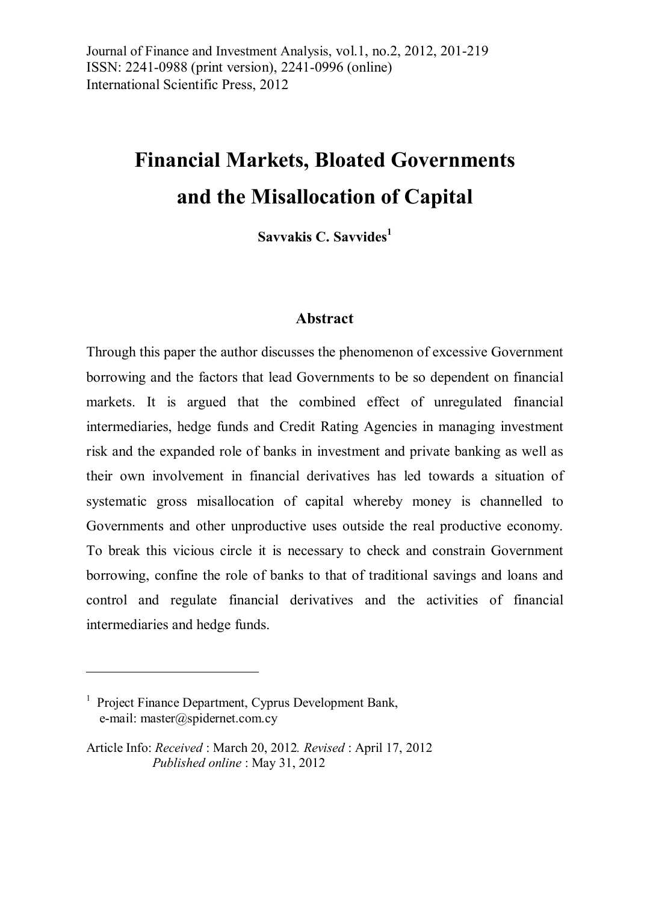Journal of Finance and Investment Analysis, vol.1, no.2, 2012, 201-219
ISSN: 2241-0988 (print version), 2241-0996 (online)
International Scientific Press, 2012

# Financial Markets, Bloated Governments and the Misallocation of Capital

**Savvakis C. Savvides**[1]

## Abstract

Through this paper the author discusses the phenomenon of excessive Government borrowing and the factors that lead Governments to be so dependent on financial markets. It is argued that the combined effect of unregulated financial intermediaries, hedge funds and Credit Rating Agencies in managing investment risk and the expanded role of banks in investment and private banking as well as their own involvement in financial derivatives has led towards a situation of systematic gross misallocation of capital whereby money is channelled to Governments and other unproductive uses outside the real productive economy. To break this vicious circle it is necessary to check and constrain Government borrowing, confine the role of banks to that of traditional savings and loans and control and regulate financial derivatives and the activities of financial intermediaries and hedge funds.

---

[1] Project Finance Department, Cyprus Development Bank, e-mail: master@spidernet.com.cy

Article Info: *Received* : March 20, 2012. *Revised* : April 17, 2012
*Published online* : May 31, 2012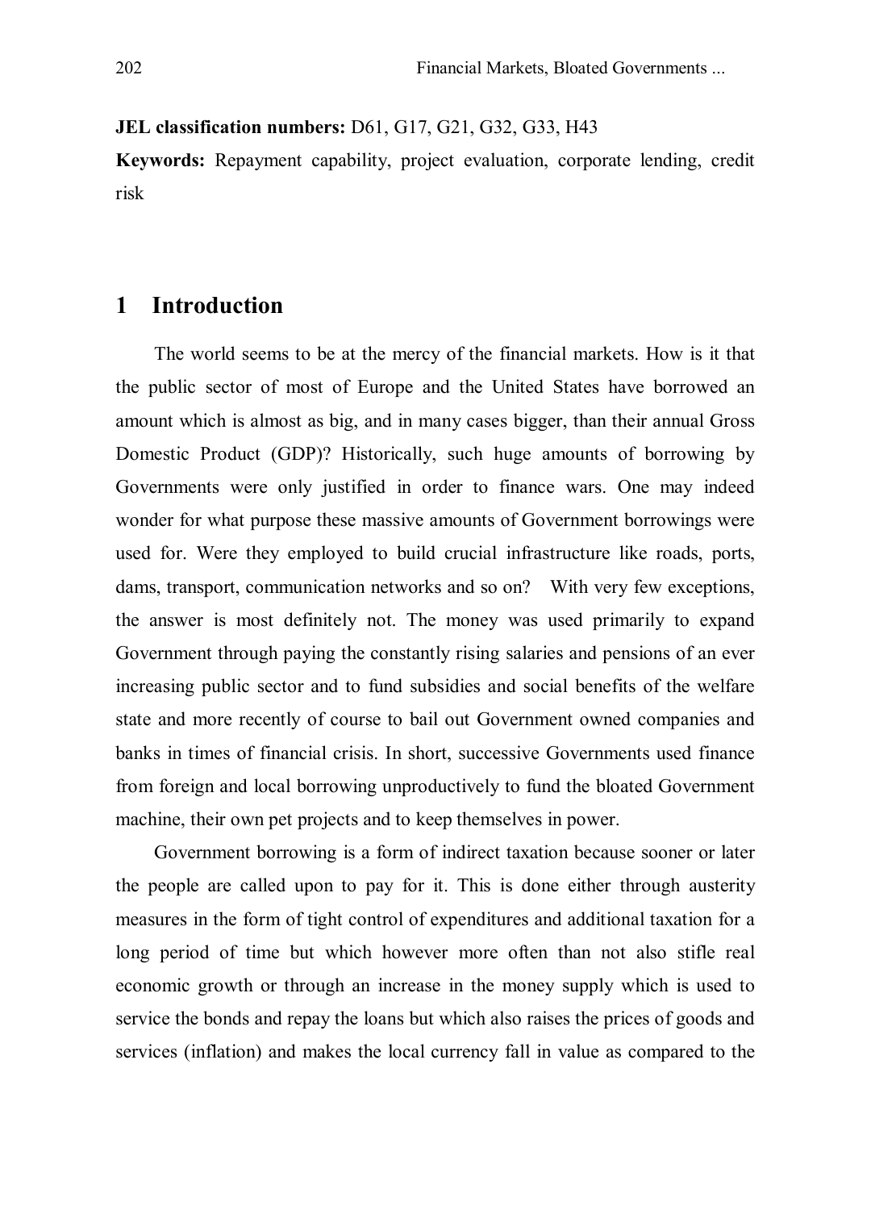**JEL classification numbers:** D61, G17, G21, G32, G33, H43

**Keywords:** Repayment capability, project evaluation, corporate lending, credit risk

## 1 Introduction

The world seems to be at the mercy of the financial markets. How is it that the public sector of most of Europe and the United States have borrowed an amount which is almost as big, and in many cases bigger, than their annual Gross Domestic Product (GDP)? Historically, such huge amounts of borrowing by Governments were only justified in order to finance wars. One may indeed wonder for what purpose these massive amounts of Government borrowings were used for. Were they employed to build crucial infrastructure like roads, ports, dams, transport, communication networks and so on? With very few exceptions, the answer is most definitely not. The money was used primarily to expand Government through paying the constantly rising salaries and pensions of an ever increasing public sector and to fund subsidies and social benefits of the welfare state and more recently of course to bail out Government owned companies and banks in times of financial crisis. In short, successive Governments used finance from foreign and local borrowing unproductively to fund the bloated Government machine, their own pet projects and to keep themselves in power.

Government borrowing is a form of indirect taxation because sooner or later the people are called upon to pay for it. This is done either through austerity measures in the form of tight control of expenditures and additional taxation for a long period of time but which however more often than not also stifle real economic growth or through an increase in the money supply which is used to service the bonds and repay the loans but which also raises the prices of goods and services (inflation) and makes the local currency fall in value as compared to the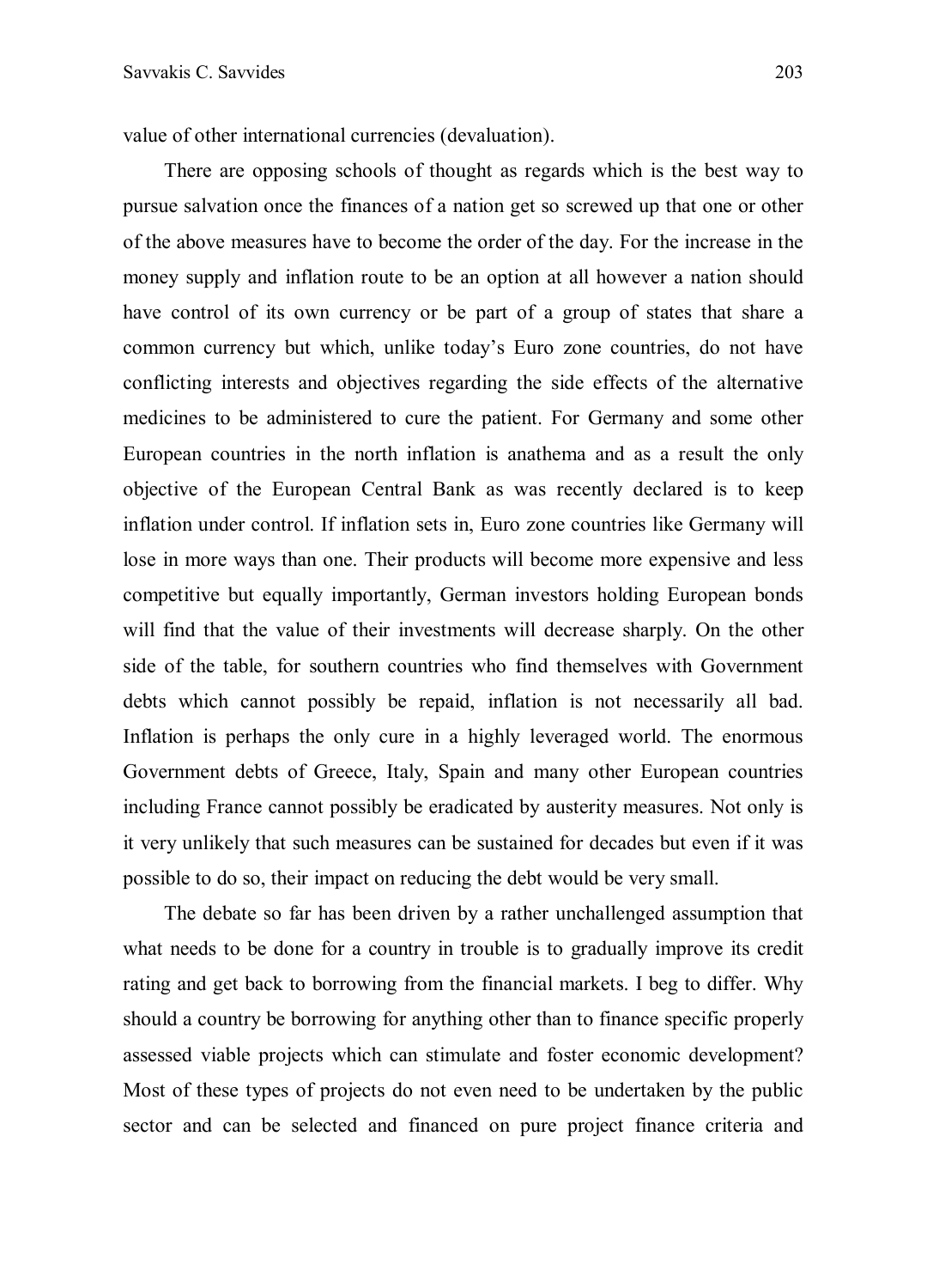value of other international currencies (devaluation).

There are opposing schools of thought as regards which is the best way to pursue salvation once the finances of a nation get so screwed up that one or other of the above measures have to become the order of the day. For the increase in the money supply and inflation route to be an option at all however a nation should have control of its own currency or be part of a group of states that share a common currency but which, unlike today's Euro zone countries, do not have conflicting interests and objectives regarding the side effects of the alternative medicines to be administered to cure the patient. For Germany and some other European countries in the north inflation is anathema and as a result the only objective of the European Central Bank as was recently declared is to keep inflation under control. If inflation sets in, Euro zone countries like Germany will lose in more ways than one. Their products will become more expensive and less competitive but equally importantly, German investors holding European bonds will find that the value of their investments will decrease sharply. On the other side of the table, for southern countries who find themselves with Government debts which cannot possibly be repaid, inflation is not necessarily all bad. Inflation is perhaps the only cure in a highly leveraged world. The enormous Government debts of Greece, Italy, Spain and many other European countries including France cannot possibly be eradicated by austerity measures. Not only is it very unlikely that such measures can be sustained for decades but even if it was possible to do so, their impact on reducing the debt would be very small.

The debate so far has been driven by a rather unchallenged assumption that what needs to be done for a country in trouble is to gradually improve its credit rating and get back to borrowing from the financial markets. I beg to differ. Why should a country be borrowing for anything other than to finance specific properly assessed viable projects which can stimulate and foster economic development? Most of these types of projects do not even need to be undertaken by the public sector and can be selected and financed on pure project finance criteria and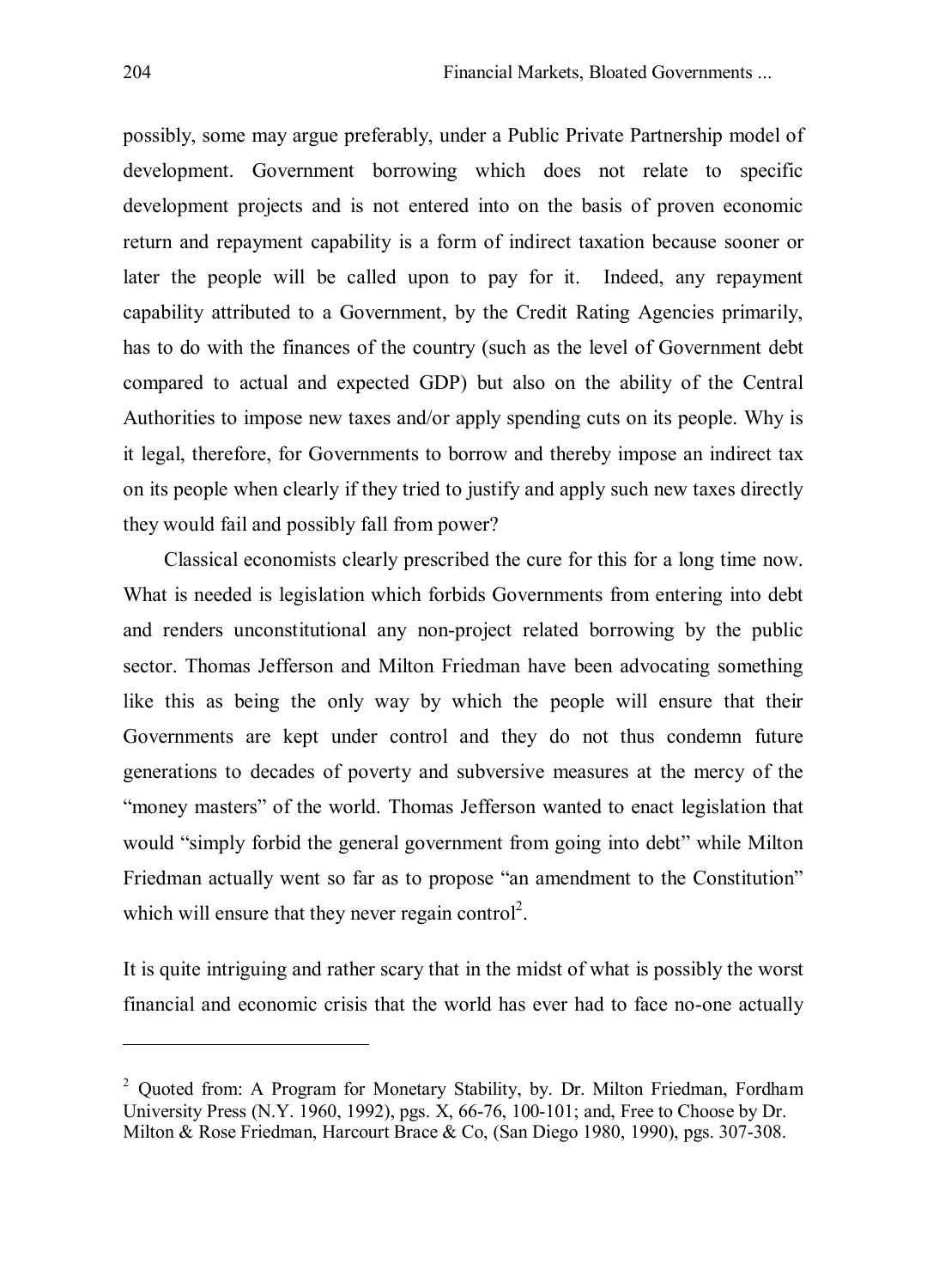possibly, some may argue preferably, under a Public Private Partnership model of development. Government borrowing which does not relate to specific development projects and is not entered into on the basis of proven economic return and repayment capability is a form of indirect taxation because sooner or later the people will be called upon to pay for it. Indeed, any repayment capability attributed to a Government, by the Credit Rating Agencies primarily, has to do with the finances of the country (such as the level of Government debt compared to actual and expected GDP) but also on the ability of the Central Authorities to impose new taxes and/or apply spending cuts on its people. Why is it legal, therefore, for Governments to borrow and thereby impose an indirect tax on its people when clearly if they tried to justify and apply such new taxes directly they would fail and possibly fall from power?

Classical economists clearly prescribed the cure for this for a long time now. What is needed is legislation which forbids Governments from entering into debt and renders unconstitutional any non-project related borrowing by the public sector. Thomas Jefferson and Milton Friedman have been advocating something like this as being the only way by which the people will ensure that their Governments are kept under control and they do not thus condemn future generations to decades of poverty and subversive measures at the mercy of the "money masters" of the world. Thomas Jefferson wanted to enact legislation that would "simply forbid the general government from going into debt" while Milton Friedman actually went so far as to propose "an amendment to the Constitution" which will ensure that they never regain control[2].

It is quite intriguing and rather scary that in the midst of what is possibly the worst financial and economic crisis that the world has ever had to face no-one actually

---

[2] Quoted from: A Program for Monetary Stability, by. Dr. Milton Friedman, Fordham University Press (N.Y. 1960, 1992), pgs. X, 66-76, 100-101; and, Free to Choose by Dr. Milton & Rose Friedman, Harcourt Brace & Co, (San Diego 1980, 1990), pgs. 307-308.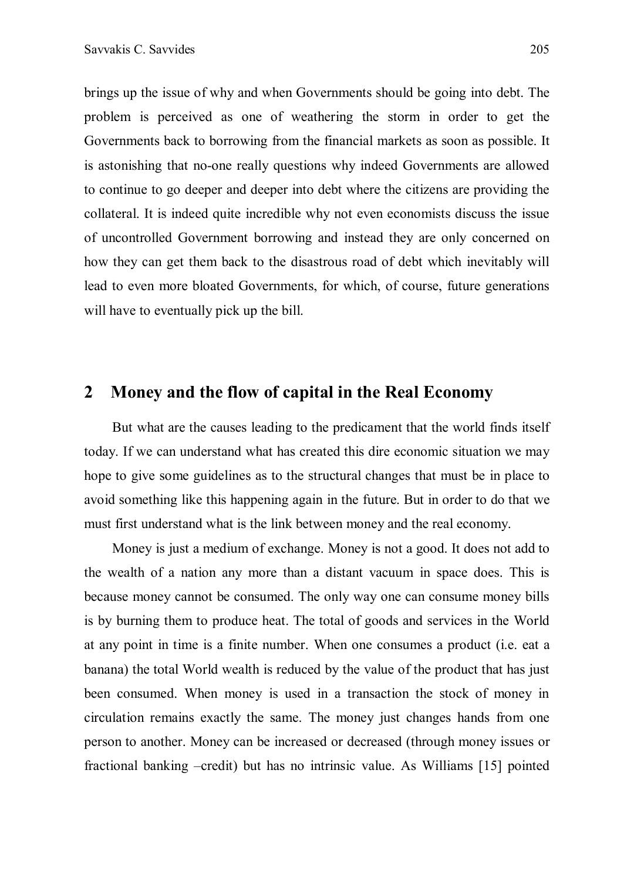brings up the issue of why and when Governments should be going into debt. The problem is perceived as one of weathering the storm in order to get the Governments back to borrowing from the financial markets as soon as possible. It is astonishing that no-one really questions why indeed Governments are allowed to continue to go deeper and deeper into debt where the citizens are providing the collateral. It is indeed quite incredible why not even economists discuss the issue of uncontrolled Government borrowing and instead they are only concerned on how they can get them back to the disastrous road of debt which inevitably will lead to even more bloated Governments, for which, of course, future generations will have to eventually pick up the bill.

## 2 Money and the flow of capital in the Real Economy

But what are the causes leading to the predicament that the world finds itself today. If we can understand what has created this dire economic situation we may hope to give some guidelines as to the structural changes that must be in place to avoid something like this happening again in the future. But in order to do that we must first understand what is the link between money and the real economy.

Money is just a medium of exchange. Money is not a good. It does not add to the wealth of a nation any more than a distant vacuum in space does. This is because money cannot be consumed. The only way one can consume money bills is by burning them to produce heat. The total of goods and services in the World at any point in time is a finite number. When one consumes a product (i.e. eat a banana) the total World wealth is reduced by the value of the product that has just been consumed. When money is used in a transaction the stock of money in circulation remains exactly the same. The money just changes hands from one person to another. Money can be increased or decreased (through money issues or fractional banking –credit) but has no intrinsic value. As Williams [15] pointed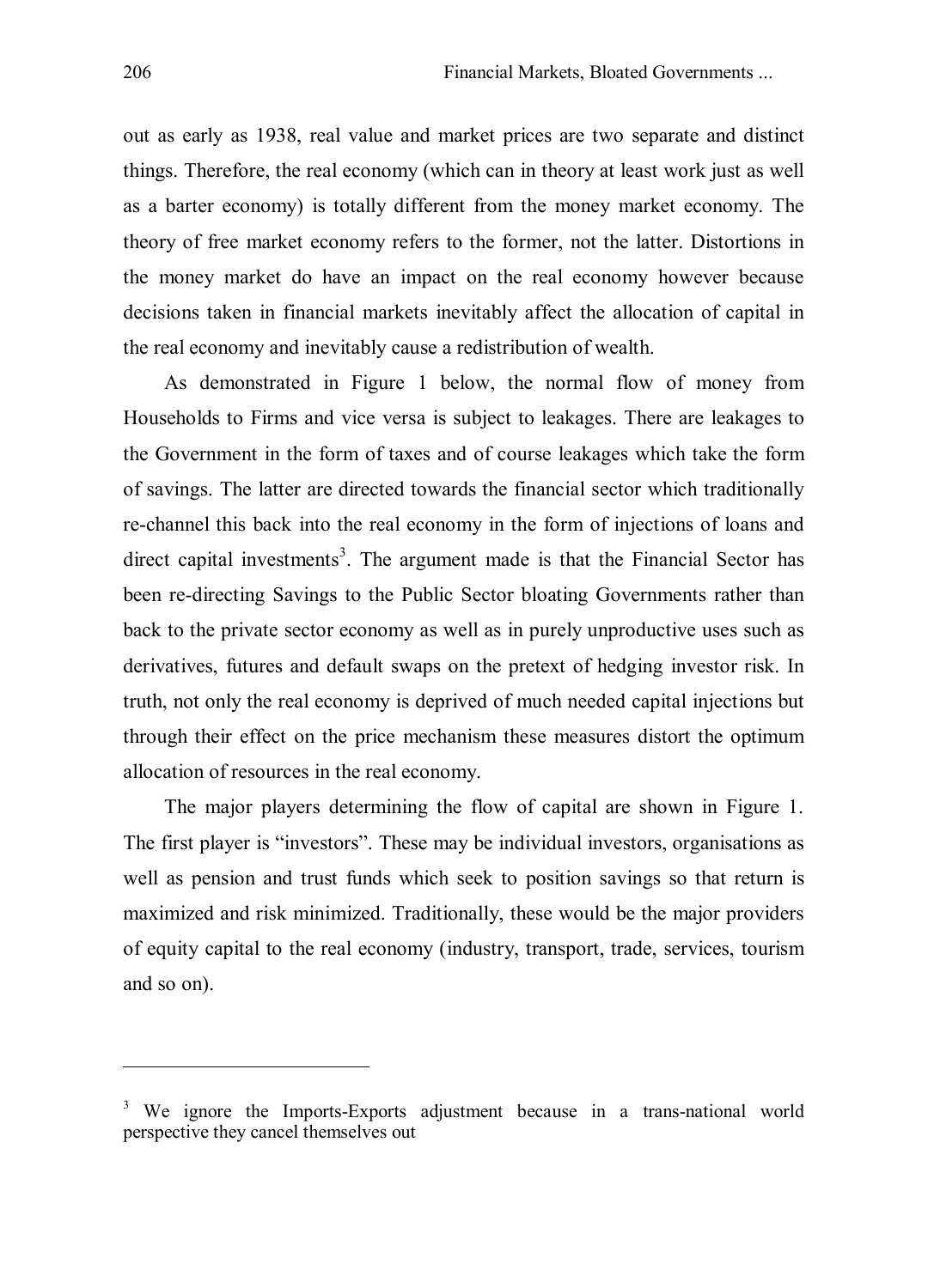out as early as 1938, real value and market prices are two separate and distinct things. Therefore, the real economy (which can in theory at least work just as well as a barter economy) is totally different from the money market economy. The theory of free market economy refers to the former, not the latter. Distortions in the money market do have an impact on the real economy however because decisions taken in financial markets inevitably affect the allocation of capital in the real economy and inevitably cause a redistribution of wealth.

As demonstrated in Figure 1 below, the normal flow of money from Households to Firms and vice versa is subject to leakages. There are leakages to the Government in the form of taxes and of course leakages which take the form of savings. The latter are directed towards the financial sector which traditionally re-channel this back into the real economy in the form of injections of loans and direct capital investments[3]. The argument made is that the Financial Sector has been re-directing Savings to the Public Sector bloating Governments rather than back to the private sector economy as well as in purely unproductive uses such as derivatives, futures and default swaps on the pretext of hedging investor risk. In truth, not only the real economy is deprived of much needed capital injections but through their effect on the price mechanism these measures distort the optimum allocation of resources in the real economy.

The major players determining the flow of capital are shown in Figure 1. The first player is "investors". These may be individual investors, organisations as well as pension and trust funds which seek to position savings so that return is maximized and risk minimized. Traditionally, these would be the major providers of equity capital to the real economy (industry, transport, trade, services, tourism and so on).

---

[3] We ignore the Imports-Exports adjustment because in a trans-national world perspective they cancel themselves out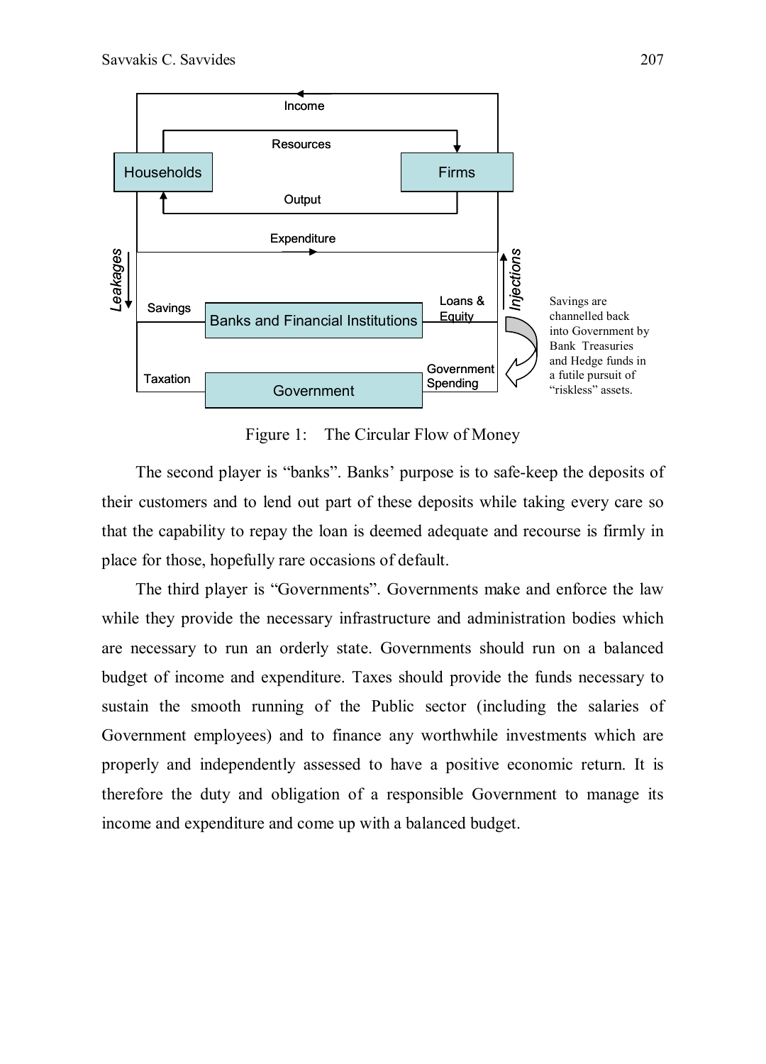Figure 1: The Circular Flow of Money

The second player is "banks". Banks' purpose is to safe-keep the deposits of their customers and to lend out part of these deposits while taking every care so that the capability to repay the loan is deemed adequate and recourse is firmly in place for those, hopefully rare occasions of default.

The third player is "Governments". Governments make and enforce the law while they provide the necessary infrastructure and administration bodies which are necessary to run an orderly state. Governments should run on a balanced budget of income and expenditure. Taxes should provide the funds necessary to sustain the smooth running of the Public sector (including the salaries of Government employees) and to finance any worthwhile investments which are properly and independently assessed to have a positive economic return. It is therefore the duty and obligation of a responsible Government to manage its income and expenditure and come up with a balanced budget.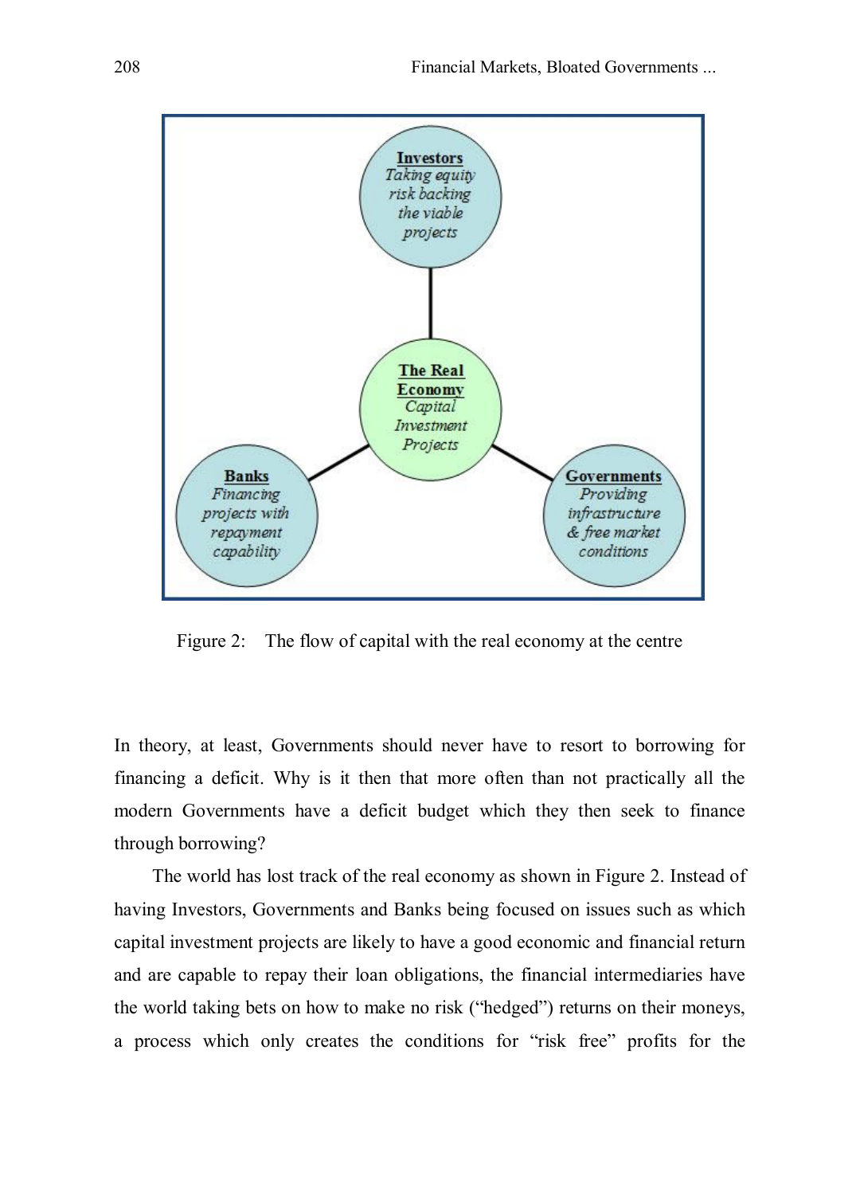**Investors**
*Taking equity risk backing the viable projects*

**The Real Economy**
*Capital Investment Projects*

**Banks**
*Financing projects with repayment capability*

**Governments**
*Providing infrastructure & free market conditions*

Figure 2: The flow of capital with the real economy at the centre

In theory, at least, Governments should never have to resort to borrowing for financing a deficit. Why is it then that more often than not practically all the modern Governments have a deficit budget which they then seek to finance through borrowing?

The world has lost track of the real economy as shown in Figure 2. Instead of having Investors, Governments and Banks being focused on issues such as which capital investment projects are likely to have a good economic and financial return and are capable to repay their loan obligations, the financial intermediaries have the world taking bets on how to make no risk ("hedged") returns on their moneys, a process which only creates the conditions for "risk free" profits for the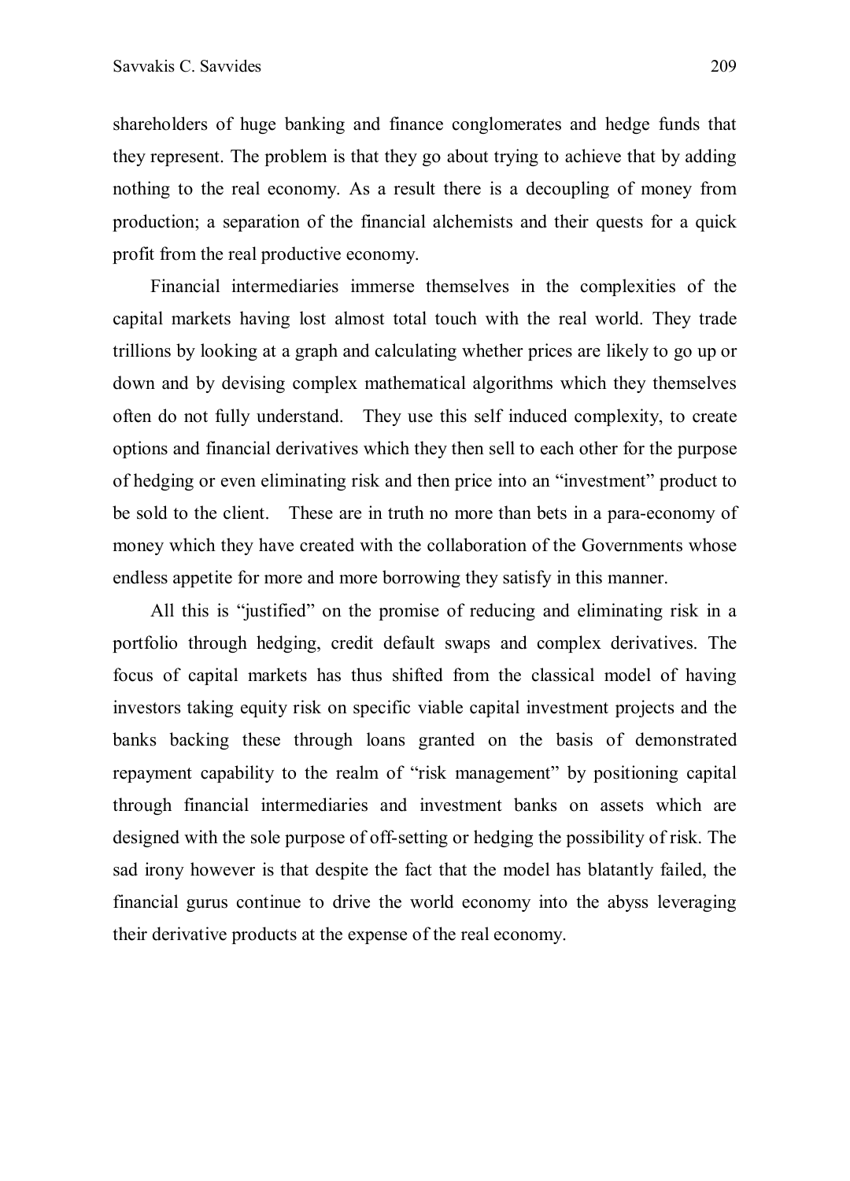shareholders of huge banking and finance conglomerates and hedge funds that they represent. The problem is that they go about trying to achieve that by adding nothing to the real economy. As a result there is a decoupling of money from production; a separation of the financial alchemists and their quests for a quick profit from the real productive economy.

Financial intermediaries immerse themselves in the complexities of the capital markets having lost almost total touch with the real world. They trade trillions by looking at a graph and calculating whether prices are likely to go up or down and by devising complex mathematical algorithms which they themselves often do not fully understand. They use this self induced complexity, to create options and financial derivatives which they then sell to each other for the purpose of hedging or even eliminating risk and then price into an "investment" product to be sold to the client. These are in truth no more than bets in a para-economy of money which they have created with the collaboration of the Governments whose endless appetite for more and more borrowing they satisfy in this manner.

All this is "justified" on the promise of reducing and eliminating risk in a portfolio through hedging, credit default swaps and complex derivatives. The focus of capital markets has thus shifted from the classical model of having investors taking equity risk on specific viable capital investment projects and the banks backing these through loans granted on the basis of demonstrated repayment capability to the realm of "risk management" by positioning capital through financial intermediaries and investment banks on assets which are designed with the sole purpose of off-setting or hedging the possibility of risk. The sad irony however is that despite the fact that the model has blatantly failed, the financial gurus continue to drive the world economy into the abyss leveraging their derivative products at the expense of the real economy.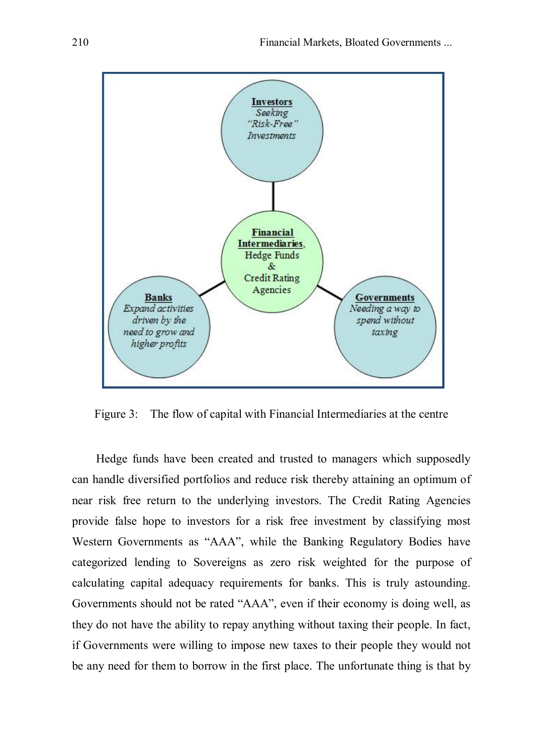**Investors**
*Seeking "Risk-Free" Investments*

**Financial Intermediaries**, Hedge Funds & Credit Rating Agencies

**Banks**
*Expand activities driven by the need to grow and higher profits*

**Governments**
*Needing a way to spend without taxing*

Figure 3: The flow of capital with Financial Intermediaries at the centre

Hedge funds have been created and trusted to managers which supposedly can handle diversified portfolios and reduce risk thereby attaining an optimum of near risk free return to the underlying investors. The Credit Rating Agencies provide false hope to investors for a risk free investment by classifying most Western Governments as "AAA", while the Banking Regulatory Bodies have categorized lending to Sovereigns as zero risk weighted for the purpose of calculating capital adequacy requirements for banks. This is truly astounding. Governments should not be rated "AAA", even if their economy is doing well, as they do not have the ability to repay anything without taxing their people. In fact, if Governments were willing to impose new taxes to their people they would not be any need for them to borrow in the first place. The unfortunate thing is that by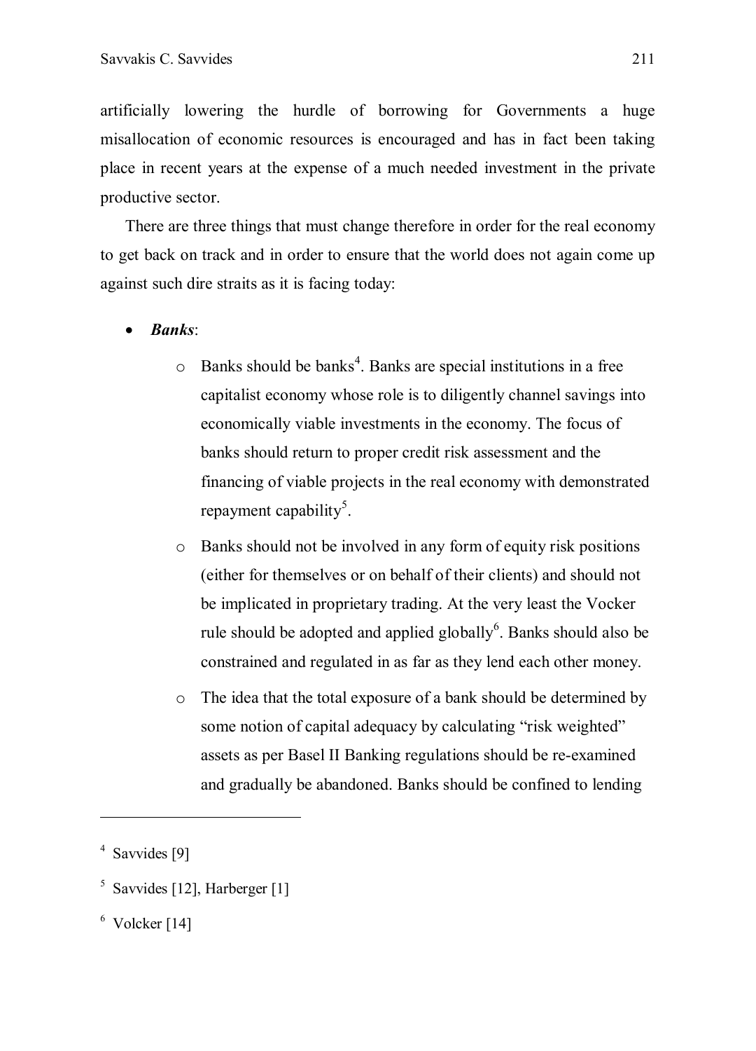artificially lowering the hurdle of borrowing for Governments a huge misallocation of economic resources is encouraged and has in fact been taking place in recent years at the expense of a much needed investment in the private productive sector.

There are three things that must change therefore in order for the real economy to get back on track and in order to ensure that the world does not again come up against such dire straits as it is facing today:

- ***Banks***:
  - Banks should be banks[4]. Banks are special institutions in a free capitalist economy whose role is to diligently channel savings into economically viable investments in the economy. The focus of banks should return to proper credit risk assessment and the financing of viable projects in the real economy with demonstrated repayment capability[5].
  - Banks should not be involved in any form of equity risk positions (either for themselves or on behalf of their clients) and should not be implicated in proprietary trading. At the very least the Vocker rule should be adopted and applied globally[6]. Banks should also be constrained and regulated in as far as they lend each other money.
  - The idea that the total exposure of a bank should be determined by some notion of capital adequacy by calculating "risk weighted" assets as per Basel II Banking regulations should be re-examined and gradually be abandoned. Banks should be confined to lending

---

[4] Savvides [9]

[5] Savvides [12], Harberger [1]

[6] Volcker [14]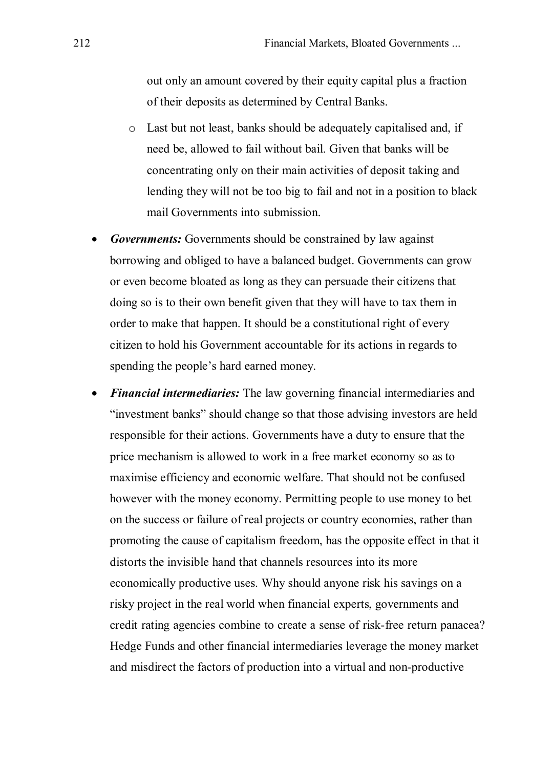out only an amount covered by their equity capital plus a fraction of their deposits as determined by Central Banks.

  - Last but not least, banks should be adequately capitalised and, if need be, allowed to fail without bail. Given that banks will be concentrating only on their main activities of deposit taking and lending they will not be too big to fail and not in a position to black mail Governments into submission.

- ***Governments:*** Governments should be constrained by law against borrowing and obliged to have a balanced budget. Governments can grow or even become bloated as long as they can persuade their citizens that doing so is to their own benefit given that they will have to tax them in order to make that happen. It should be a constitutional right of every citizen to hold his Government accountable for its actions in regards to spending the people's hard earned money.

- ***Financial intermediaries:*** The law governing financial intermediaries and "investment banks" should change so that those advising investors are held responsible for their actions. Governments have a duty to ensure that the price mechanism is allowed to work in a free market economy so as to maximise efficiency and economic welfare. That should not be confused however with the money economy. Permitting people to use money to bet on the success or failure of real projects or country economies, rather than promoting the cause of capitalism freedom, has the opposite effect in that it distorts the invisible hand that channels resources into its more economically productive uses. Why should anyone risk his savings on a risky project in the real world when financial experts, governments and credit rating agencies combine to create a sense of risk-free return panacea? Hedge Funds and other financial intermediaries leverage the money market and misdirect the factors of production into a virtual and non-productive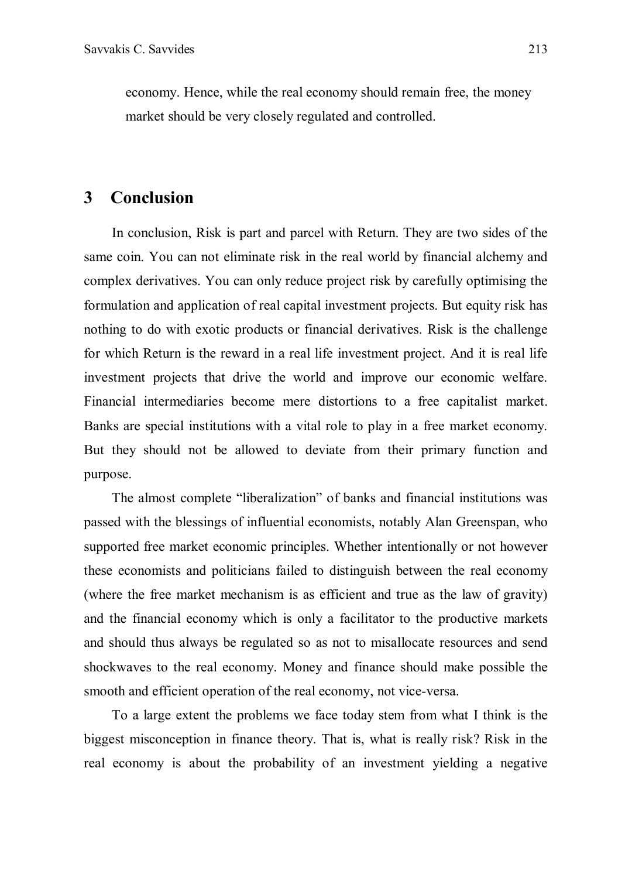economy. Hence, while the real economy should remain free, the money market should be very closely regulated and controlled.

## 3 Conclusion

In conclusion, Risk is part and parcel with Return. They are two sides of the same coin. You can not eliminate risk in the real world by financial alchemy and complex derivatives. You can only reduce project risk by carefully optimising the formulation and application of real capital investment projects. But equity risk has nothing to do with exotic products or financial derivatives. Risk is the challenge for which Return is the reward in a real life investment project. And it is real life investment projects that drive the world and improve our economic welfare. Financial intermediaries become mere distortions to a free capitalist market. Banks are special institutions with a vital role to play in a free market economy. But they should not be allowed to deviate from their primary function and purpose.

The almost complete "liberalization" of banks and financial institutions was passed with the blessings of influential economists, notably Alan Greenspan, who supported free market economic principles. Whether intentionally or not however these economists and politicians failed to distinguish between the real economy (where the free market mechanism is as efficient and true as the law of gravity) and the financial economy which is only a facilitator to the productive markets and should thus always be regulated so as not to misallocate resources and send shockwaves to the real economy. Money and finance should make possible the smooth and efficient operation of the real economy, not vice-versa.

To a large extent the problems we face today stem from what I think is the biggest misconception in finance theory. That is, what is really risk? Risk in the real economy is about the probability of an investment yielding a negative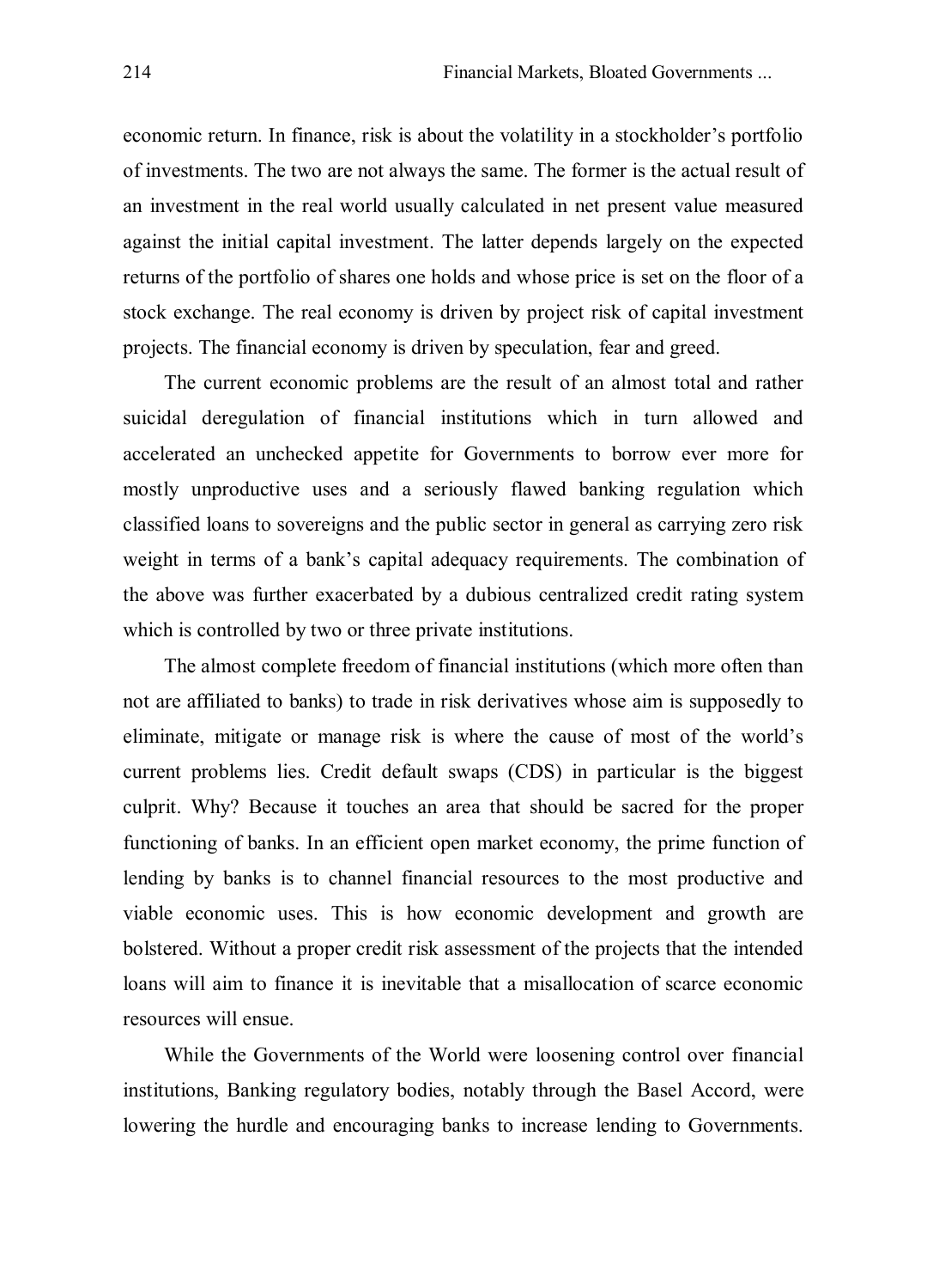economic return. In finance, risk is about the volatility in a stockholder's portfolio of investments. The two are not always the same. The former is the actual result of an investment in the real world usually calculated in net present value measured against the initial capital investment. The latter depends largely on the expected returns of the portfolio of shares one holds and whose price is set on the floor of a stock exchange. The real economy is driven by project risk of capital investment projects. The financial economy is driven by speculation, fear and greed.

The current economic problems are the result of an almost total and rather suicidal deregulation of financial institutions which in turn allowed and accelerated an unchecked appetite for Governments to borrow ever more for mostly unproductive uses and a seriously flawed banking regulation which classified loans to sovereigns and the public sector in general as carrying zero risk weight in terms of a bank's capital adequacy requirements. The combination of the above was further exacerbated by a dubious centralized credit rating system which is controlled by two or three private institutions.

The almost complete freedom of financial institutions (which more often than not are affiliated to banks) to trade in risk derivatives whose aim is supposedly to eliminate, mitigate or manage risk is where the cause of most of the world's current problems lies. Credit default swaps (CDS) in particular is the biggest culprit. Why? Because it touches an area that should be sacred for the proper functioning of banks. In an efficient open market economy, the prime function of lending by banks is to channel financial resources to the most productive and viable economic uses. This is how economic development and growth are bolstered. Without a proper credit risk assessment of the projects that the intended loans will aim to finance it is inevitable that a misallocation of scarce economic resources will ensue.

While the Governments of the World were loosening control over financial institutions, Banking regulatory bodies, notably through the Basel Accord, were lowering the hurdle and encouraging banks to increase lending to Governments.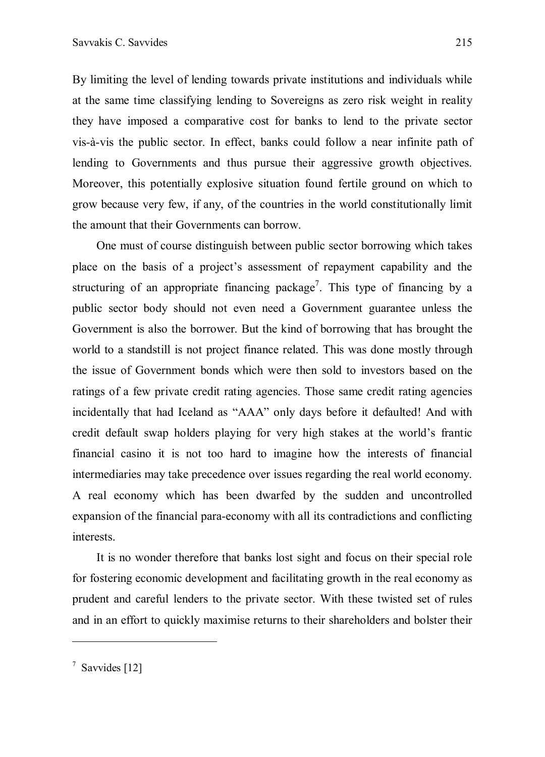By limiting the level of lending towards private institutions and individuals while at the same time classifying lending to Sovereigns as zero risk weight in reality they have imposed a comparative cost for banks to lend to the private sector vis-à-vis the public sector. In effect, banks could follow a near infinite path of lending to Governments and thus pursue their aggressive growth objectives. Moreover, this potentially explosive situation found fertile ground on which to grow because very few, if any, of the countries in the world constitutionally limit the amount that their Governments can borrow.

One must of course distinguish between public sector borrowing which takes place on the basis of a project's assessment of repayment capability and the structuring of an appropriate financing package[7]. This type of financing by a public sector body should not even need a Government guarantee unless the Government is also the borrower. But the kind of borrowing that has brought the world to a standstill is not project finance related. This was done mostly through the issue of Government bonds which were then sold to investors based on the ratings of a few private credit rating agencies. Those same credit rating agencies incidentally that had Iceland as "AAA" only days before it defaulted! And with credit default swap holders playing for very high stakes at the world's frantic financial casino it is not too hard to imagine how the interests of financial intermediaries may take precedence over issues regarding the real world economy. A real economy which has been dwarfed by the sudden and uncontrolled expansion of the financial para-economy with all its contradictions and conflicting interests.

It is no wonder therefore that banks lost sight and focus on their special role for fostering economic development and facilitating growth in the real economy as prudent and careful lenders to the private sector. With these twisted set of rules and in an effort to quickly maximise returns to their shareholders and bolster their

---

[7] Savvides [12]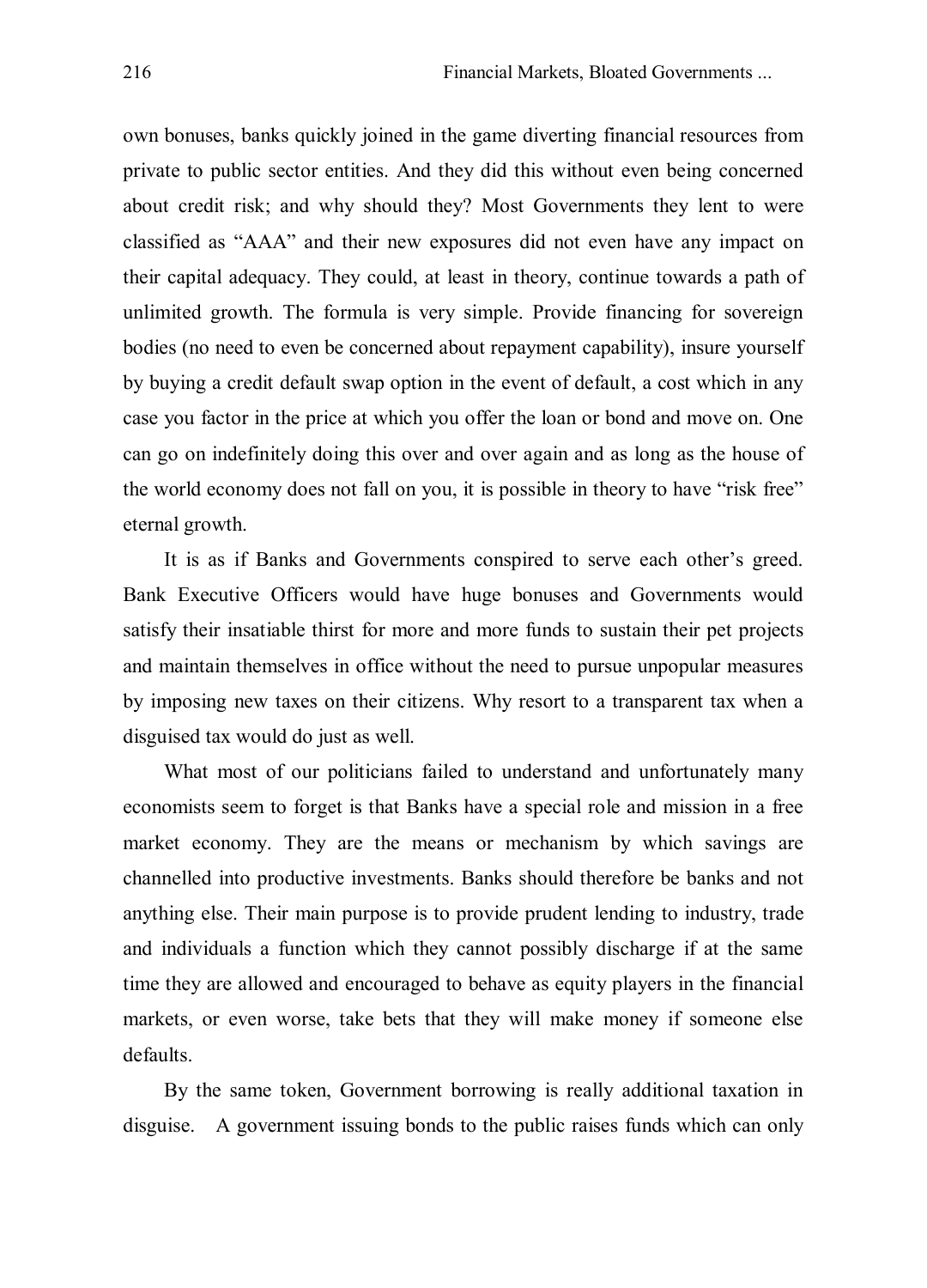own bonuses, banks quickly joined in the game diverting financial resources from private to public sector entities. And they did this without even being concerned about credit risk; and why should they? Most Governments they lent to were classified as "AAA" and their new exposures did not even have any impact on their capital adequacy. They could, at least in theory, continue towards a path of unlimited growth. The formula is very simple. Provide financing for sovereign bodies (no need to even be concerned about repayment capability), insure yourself by buying a credit default swap option in the event of default, a cost which in any case you factor in the price at which you offer the loan or bond and move on. One can go on indefinitely doing this over and over again and as long as the house of the world economy does not fall on you, it is possible in theory to have "risk free" eternal growth.

It is as if Banks and Governments conspired to serve each other's greed. Bank Executive Officers would have huge bonuses and Governments would satisfy their insatiable thirst for more and more funds to sustain their pet projects and maintain themselves in office without the need to pursue unpopular measures by imposing new taxes on their citizens. Why resort to a transparent tax when a disguised tax would do just as well.

What most of our politicians failed to understand and unfortunately many economists seem to forget is that Banks have a special role and mission in a free market economy. They are the means or mechanism by which savings are channelled into productive investments. Banks should therefore be banks and not anything else. Their main purpose is to provide prudent lending to industry, trade and individuals a function which they cannot possibly discharge if at the same time they are allowed and encouraged to behave as equity players in the financial markets, or even worse, take bets that they will make money if someone else defaults.

By the same token, Government borrowing is really additional taxation in disguise. A government issuing bonds to the public raises funds which can only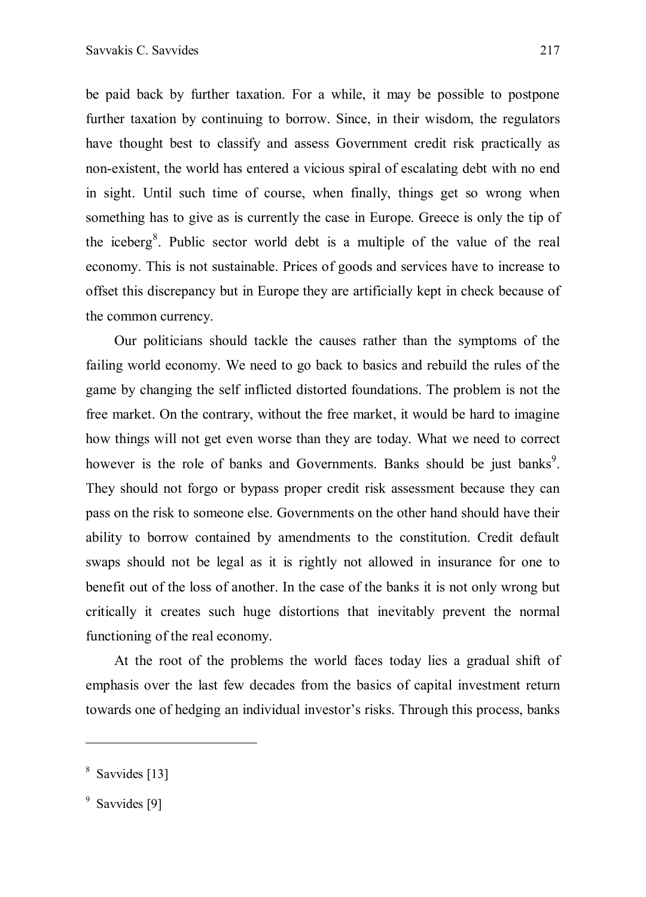be paid back by further taxation. For a while, it may be possible to postpone further taxation by continuing to borrow. Since, in their wisdom, the regulators have thought best to classify and assess Government credit risk practically as non-existent, the world has entered a vicious spiral of escalating debt with no end in sight. Until such time of course, when finally, things get so wrong when something has to give as is currently the case in Europe. Greece is only the tip of the iceberg[8]. Public sector world debt is a multiple of the value of the real economy. This is not sustainable. Prices of goods and services have to increase to offset this discrepancy but in Europe they are artificially kept in check because of the common currency.

Our politicians should tackle the causes rather than the symptoms of the failing world economy. We need to go back to basics and rebuild the rules of the game by changing the self inflicted distorted foundations. The problem is not the free market. On the contrary, without the free market, it would be hard to imagine how things will not get even worse than they are today. What we need to correct however is the role of banks and Governments. Banks should be just banks[9]. They should not forgo or bypass proper credit risk assessment because they can pass on the risk to someone else. Governments on the other hand should have their ability to borrow contained by amendments to the constitution. Credit default swaps should not be legal as it is rightly not allowed in insurance for one to benefit out of the loss of another. In the case of the banks it is not only wrong but critically it creates such huge distortions that inevitably prevent the normal functioning of the real economy.

At the root of the problems the world faces today lies a gradual shift of emphasis over the last few decades from the basics of capital investment return towards one of hedging an individual investor's risks. Through this process, banks

---

[8] Savvides [13]

[9] Savvides [9]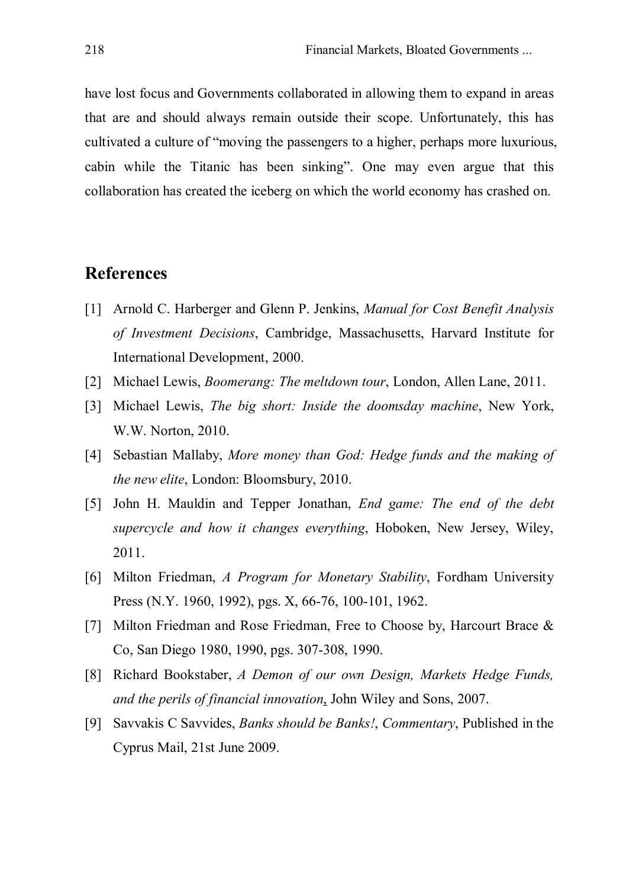have lost focus and Governments collaborated in allowing them to expand in areas that are and should always remain outside their scope. Unfortunately, this has cultivated a culture of "moving the passengers to a higher, perhaps more luxurious, cabin while the Titanic has been sinking". One may even argue that this collaboration has created the iceberg on which the world economy has crashed on.

## References

[1] Arnold C. Harberger and Glenn P. Jenkins, *Manual for Cost Benefit Analysis of Investment Decisions*, Cambridge, Massachusetts, Harvard Institute for International Development, 2000.

[2] Michael Lewis, *Boomerang: The meltdown tour*, London, Allen Lane, 2011.

[3] Michael Lewis, *The big short: Inside the doomsday machine*, New York, W.W. Norton, 2010.

[4] Sebastian Mallaby, *More money than God: Hedge funds and the making of the new elite*, London: Bloomsbury, 2010.

[5] John H. Mauldin and Tepper Jonathan, *End game: The end of the debt supercycle and how it changes everything*, Hoboken, New Jersey, Wiley, 2011.

[6] Milton Friedman, *A Program for Monetary Stability*, Fordham University Press (N.Y. 1960, 1992), pgs. X, 66-76, 100-101, 1962.

[7] Milton Friedman and Rose Friedman, Free to Choose by, Harcourt Brace & Co, San Diego 1980, 1990, pgs. 307-308, 1990.

[8] Richard Bookstaber, *A Demon of our own Design, Markets Hedge Funds, and the perils of financial innovation*, John Wiley and Sons, 2007.

[9] Savvakis C Savvides, *Banks should be Banks!*, *Commentary*, Published in the Cyprus Mail, 21st June 2009.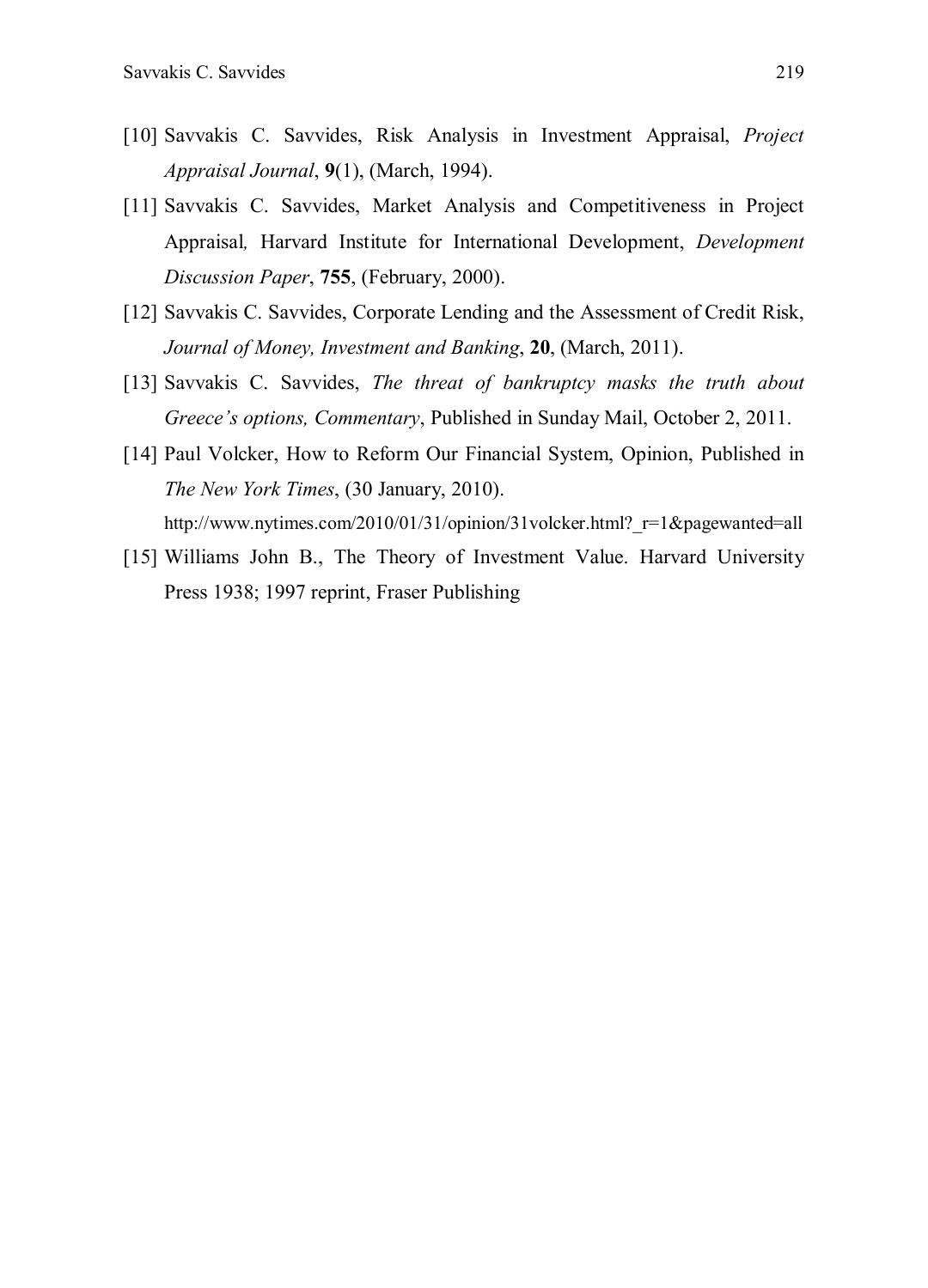[10] Savvakis C. Savvides, Risk Analysis in Investment Appraisal, *Project Appraisal Journal*, **9**(1), (March, 1994).

[11] Savvakis C. Savvides, Market Analysis and Competitiveness in Project Appraisal, Harvard Institute for International Development, *Development Discussion Paper*, **755**, (February, 2000).

[12] Savvakis C. Savvides, Corporate Lending and the Assessment of Credit Risk, *Journal of Money, Investment and Banking*, **20**, (March, 2011).

[13] Savvakis C. Savvides, *The threat of bankruptcy masks the truth about Greece's options, Commentary*, Published in Sunday Mail, October 2, 2011.

[14] Paul Volcker, How to Reform Our Financial System, Opinion, Published in *The New York Times*, (30 January, 2010). http://www.nytimes.com/2010/01/31/opinion/31volcker.html?_r=1&pagewanted=all

[15] Williams John B., The Theory of Investment Value. Harvard University Press 1938; 1997 reprint, Fraser Publishing